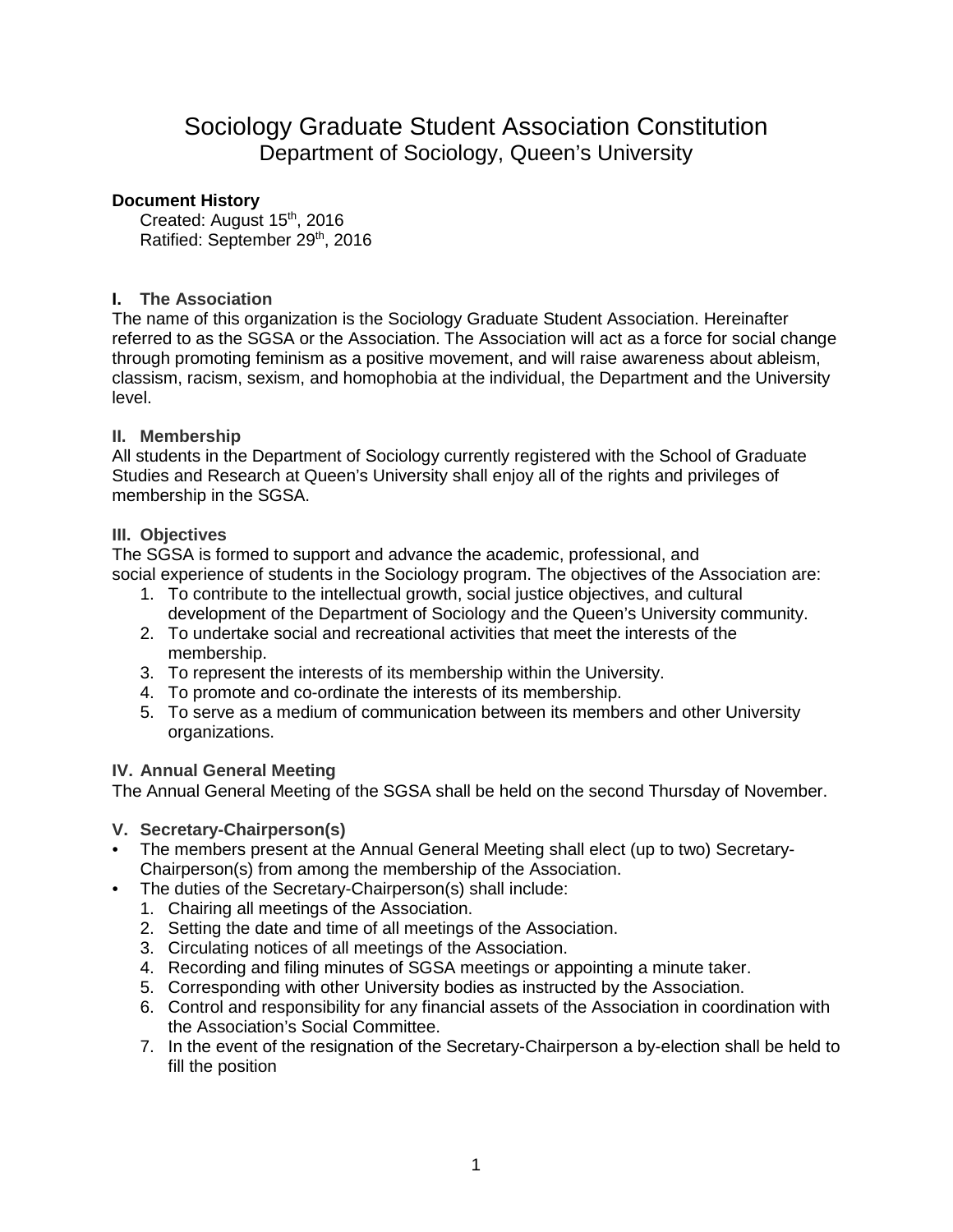# Sociology Graduate Student Association Constitution
## Department of Sociology, Queen's University

**Document History**

Created: August 15th, 2016
Ratified: September 29th, 2016

### I. The Association

The name of this organization is the Sociology Graduate Student Association. Hereinafter referred to as the SGSA or the Association. The Association will act as a force for social change through promoting feminism as a positive movement, and will raise awareness about ableism, classism, racism, sexism, and homophobia at the individual, the Department and the University level.

### II. Membership

All students in the Department of Sociology currently registered with the School of Graduate Studies and Research at Queen's University shall enjoy all of the rights and privileges of membership in the SGSA.

### III. Objectives

The SGSA is formed to support and advance the academic, professional, and social experience of students in the Sociology program. The objectives of the Association are:

1. To contribute to the intellectual growth, social justice objectives, and cultural development of the Department of Sociology and the Queen's University community.
2. To undertake social and recreational activities that meet the interests of the membership.
3. To represent the interests of its membership within the University.
4. To promote and co-ordinate the interests of its membership.
5. To serve as a medium of communication between its members and other University organizations.

### IV. Annual General Meeting

The Annual General Meeting of the SGSA shall be held on the second Thursday of November.

### V. Secretary-Chairperson(s)

- The members present at the Annual General Meeting shall elect (up to two) Secretary-Chairperson(s) from among the membership of the Association.
- The duties of the Secretary-Chairperson(s) shall include:
  1. Chairing all meetings of the Association.
  2. Setting the date and time of all meetings of the Association.
  3. Circulating notices of all meetings of the Association.
  4. Recording and filing minutes of SGSA meetings or appointing a minute taker.
  5. Corresponding with other University bodies as instructed by the Association.
  6. Control and responsibility for any financial assets of the Association in coordination with the Association's Social Committee.
  7. In the event of the resignation of the Secretary-Chairperson a by-election shall be held to fill the position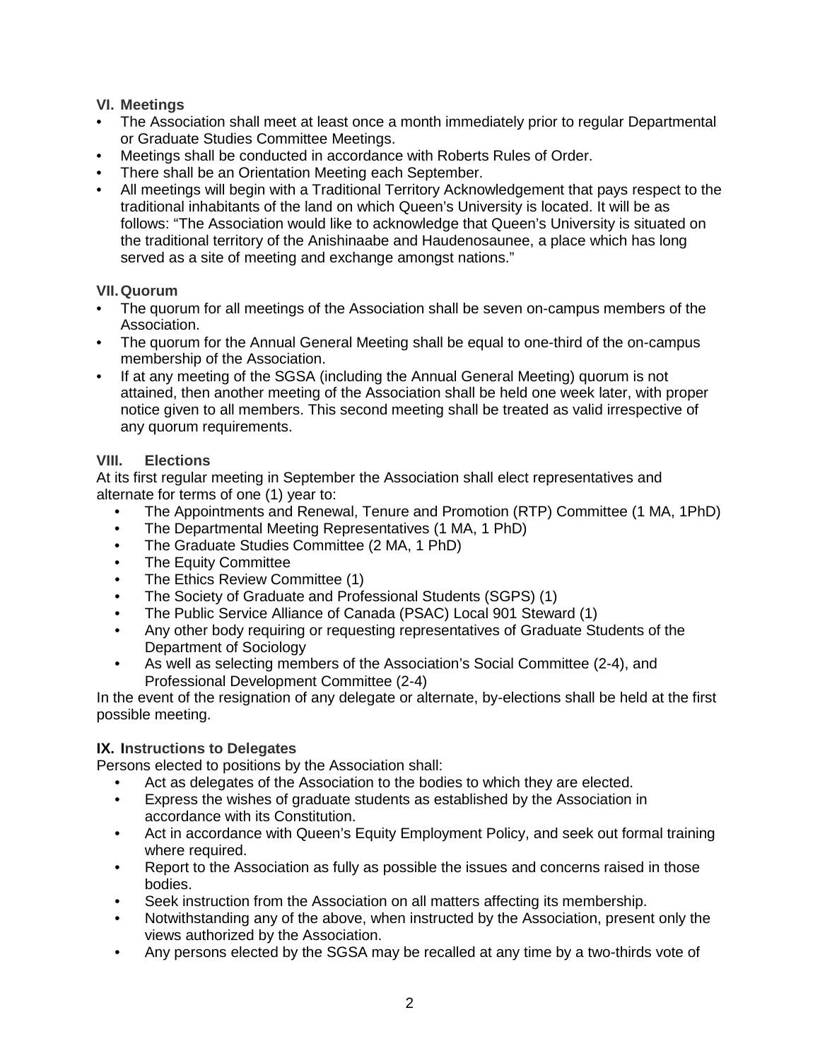### VI. Meetings

- The Association shall meet at least once a month immediately prior to regular Departmental or Graduate Studies Committee Meetings.
- Meetings shall be conducted in accordance with Roberts Rules of Order.
- There shall be an Orientation Meeting each September.
- All meetings will begin with a Traditional Territory Acknowledgement that pays respect to the traditional inhabitants of the land on which Queen's University is located. It will be as follows: "The Association would like to acknowledge that Queen's University is situated on the traditional territory of the Anishinaabe and Haudenosaunee, a place which has long served as a site of meeting and exchange amongst nations."

### VII. Quorum

- The quorum for all meetings of the Association shall be seven on-campus members of the Association.
- The quorum for the Annual General Meeting shall be equal to one-third of the on-campus membership of the Association.
- If at any meeting of the SGSA (including the Annual General Meeting) quorum is not attained, then another meeting of the Association shall be held one week later, with proper notice given to all members. This second meeting shall be treated as valid irrespective of any quorum requirements.

### VIII. Elections

At its first regular meeting in September the Association shall elect representatives and alternate for terms of one (1) year to:

- The Appointments and Renewal, Tenure and Promotion (RTP) Committee (1 MA, 1PhD)
- The Departmental Meeting Representatives (1 MA, 1 PhD)
- The Graduate Studies Committee (2 MA, 1 PhD)
- The Equity Committee
- The Ethics Review Committee (1)
- The Society of Graduate and Professional Students (SGPS) (1)
- The Public Service Alliance of Canada (PSAC) Local 901 Steward (1)
- Any other body requiring or requesting representatives of Graduate Students of the Department of Sociology
- As well as selecting members of the Association's Social Committee (2-4), and Professional Development Committee (2-4)

In the event of the resignation of any delegate or alternate, by-elections shall be held at the first possible meeting.

### IX. Instructions to Delegates

Persons elected to positions by the Association shall:

- Act as delegates of the Association to the bodies to which they are elected.
- Express the wishes of graduate students as established by the Association in accordance with its Constitution.
- Act in accordance with Queen's Equity Employment Policy, and seek out formal training where required.
- Report to the Association as fully as possible the issues and concerns raised in those bodies.
- Seek instruction from the Association on all matters affecting its membership.
- Notwithstanding any of the above, when instructed by the Association, present only the views authorized by the Association.
- Any persons elected by the SGSA may be recalled at any time by a two-thirds vote of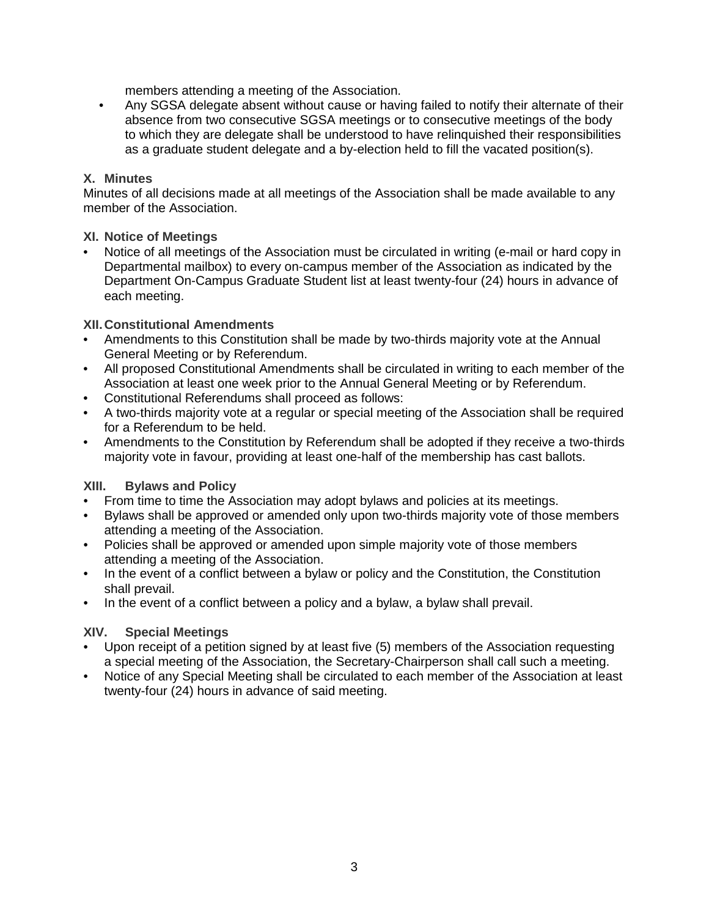members attending a meeting of the Association.

- Any SGSA delegate absent without cause or having failed to notify their alternate of their absence from two consecutive SGSA meetings or to consecutive meetings of the body to which they are delegate shall be understood to have relinquished their responsibilities as a graduate student delegate and a by-election held to fill the vacated position(s).

### X. Minutes

Minutes of all decisions made at all meetings of the Association shall be made available to any member of the Association.

### XI. Notice of Meetings

- Notice of all meetings of the Association must be circulated in writing (e-mail or hard copy in Departmental mailbox) to every on-campus member of the Association as indicated by the Department On-Campus Graduate Student list at least twenty-four (24) hours in advance of each meeting.

### XII. Constitutional Amendments

- Amendments to this Constitution shall be made by two-thirds majority vote at the Annual General Meeting or by Referendum.
- All proposed Constitutional Amendments shall be circulated in writing to each member of the Association at least one week prior to the Annual General Meeting or by Referendum.
- Constitutional Referendums shall proceed as follows:
- A two-thirds majority vote at a regular or special meeting of the Association shall be required for a Referendum to be held.
- Amendments to the Constitution by Referendum shall be adopted if they receive a two-thirds majority vote in favour, providing at least one-half of the membership has cast ballots.

### XIII. Bylaws and Policy

- From time to time the Association may adopt bylaws and policies at its meetings.
- Bylaws shall be approved or amended only upon two-thirds majority vote of those members attending a meeting of the Association.
- Policies shall be approved or amended upon simple majority vote of those members attending a meeting of the Association.
- In the event of a conflict between a bylaw or policy and the Constitution, the Constitution shall prevail.
- In the event of a conflict between a policy and a bylaw, a bylaw shall prevail.

### XIV. Special Meetings

- Upon receipt of a petition signed by at least five (5) members of the Association requesting a special meeting of the Association, the Secretary-Chairperson shall call such a meeting.
- Notice of any Special Meeting shall be circulated to each member of the Association at least twenty-four (24) hours in advance of said meeting.